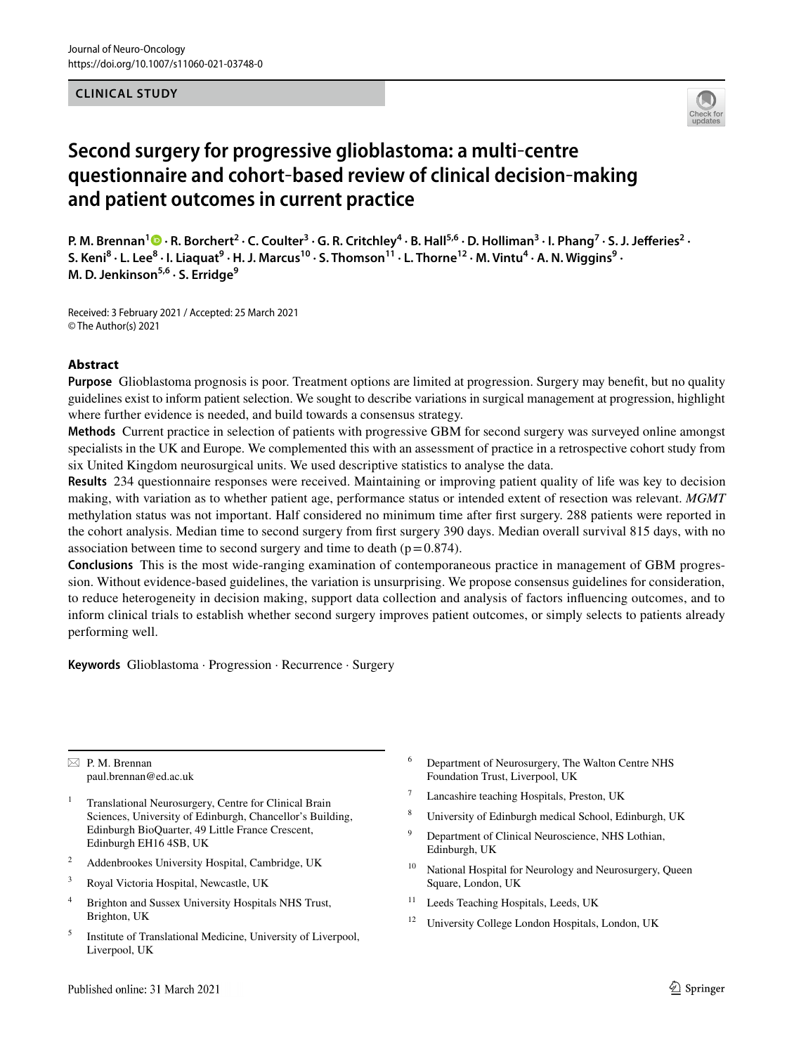Journal of Neuro-Oncology
https://doi.org/10.1007/s11060-021-03748-0

**CLINICAL STUDY**

# Second surgery for progressive glioblastoma: a multi-centre questionnaire and cohort-based review of clinical decision-making and patient outcomes in current practice

**P. M. Brennan[1] · R. Borchert[2] · C. Coulter[3] · G. R. Critchley[4] · B. Hall[5,6] · D. Holliman[3] · I. Phang[7] · S. J. Jefferies[2] · S. Keni[8] · L. Lee[8] · I. Liaquat[9] · H. J. Marcus[10] · S. Thomson[11] · L. Thorne[12] · M. Vintu[4] · A. N. Wiggins[9] · M. D. Jenkinson[5,6] · S. Erridge[9]**

Received: 3 February 2021 / Accepted: 25 March 2021
© The Author(s) 2021

## Abstract

**Purpose** Glioblastoma prognosis is poor. Treatment options are limited at progression. Surgery may benefit, but no quality guidelines exist to inform patient selection. We sought to describe variations in surgical management at progression, highlight where further evidence is needed, and build towards a consensus strategy.

**Methods** Current practice in selection of patients with progressive GBM for second surgery was surveyed online amongst specialists in the UK and Europe. We complemented this with an assessment of practice in a retrospective cohort study from six United Kingdom neurosurgical units. We used descriptive statistics to analyse the data.

**Results** 234 questionnaire responses were received. Maintaining or improving patient quality of life was key to decision making, with variation as to whether patient age, performance status or intended extent of resection was relevant. *MGMT* methylation status was not important. Half considered no minimum time after first surgery. 288 patients were reported in the cohort analysis. Median time to second surgery from first surgery 390 days. Median overall survival 815 days, with no association between time to second surgery and time to death ($p = 0.874$).

**Conclusions** This is the most wide-ranging examination of contemporaneous practice in management of GBM progression. Without evidence-based guidelines, the variation is unsurprising. We propose consensus guidelines for consideration, to reduce heterogeneity in decision making, support data collection and analysis of factors influencing outcomes, and to inform clinical trials to establish whether second surgery improves patient outcomes, or simply selects to patients already performing well.

**Keywords** Glioblastoma · Progression · Recurrence · Surgery

---

✉ P. M. Brennan
paul.brennan@ed.ac.uk

[1] Translational Neurosurgery, Centre for Clinical Brain Sciences, University of Edinburgh, Chancellor's Building, Edinburgh BioQuarter, 49 Little France Crescent, Edinburgh EH16 4SB, UK

[2] Addenbrookes University Hospital, Cambridge, UK

[3] Royal Victoria Hospital, Newcastle, UK

[4] Brighton and Sussex University Hospitals NHS Trust, Brighton, UK

[5] Institute of Translational Medicine, University of Liverpool, Liverpool, UK

[6] Department of Neurosurgery, The Walton Centre NHS Foundation Trust, Liverpool, UK

[7] Lancashire teaching Hospitals, Preston, UK

[8] University of Edinburgh medical School, Edinburgh, UK

[9] Department of Clinical Neuroscience, NHS Lothian, Edinburgh, UK

[10] National Hospital for Neurology and Neurosurgery, Queen Square, London, UK

[11] Leeds Teaching Hospitals, Leeds, UK

[12] University College London Hospitals, London, UK

Published online: 31 March 2021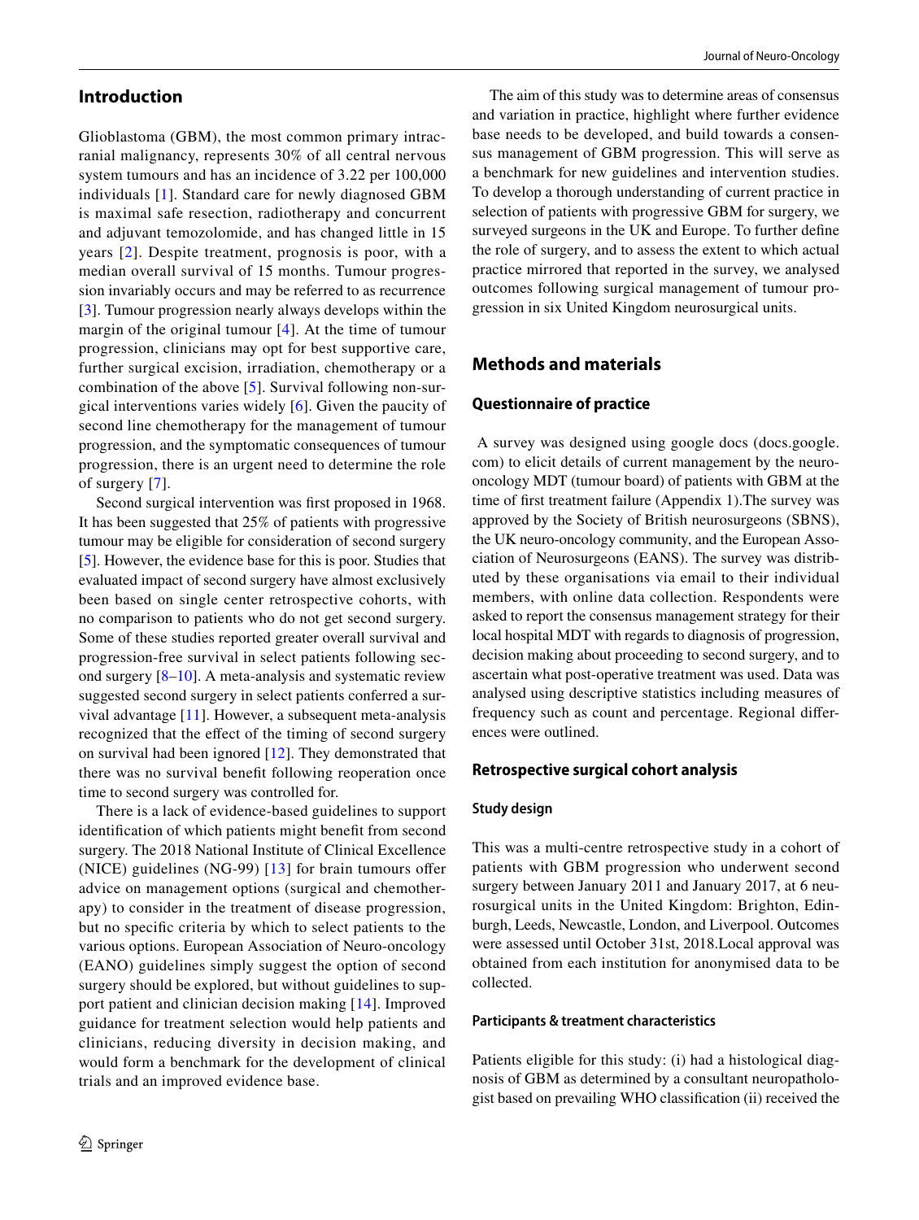## Introduction

Glioblastoma (GBM), the most common primary intracranial malignancy, represents 30% of all central nervous system tumours and has an incidence of 3.22 per 100,000 individuals [1]. Standard care for newly diagnosed GBM is maximal safe resection, radiotherapy and concurrent and adjuvant temozolomide, and has changed little in 15 years [2]. Despite treatment, prognosis is poor, with a median overall survival of 15 months. Tumour progression invariably occurs and may be referred to as recurrence [3]. Tumour progression nearly always develops within the margin of the original tumour [4]. At the time of tumour progression, clinicians may opt for best supportive care, further surgical excision, irradiation, chemotherapy or a combination of the above [5]. Survival following non-surgical interventions varies widely [6]. Given the paucity of second line chemotherapy for the management of tumour progression, and the symptomatic consequences of tumour progression, there is an urgent need to determine the role of surgery [7].

Second surgical intervention was first proposed in 1968. It has been suggested that 25% of patients with progressive tumour may be eligible for consideration of second surgery [5]. However, the evidence base for this is poor. Studies that evaluated impact of second surgery have almost exclusively been based on single center retrospective cohorts, with no comparison to patients who do not get second surgery. Some of these studies reported greater overall survival and progression-free survival in select patients following second surgery [8–10]. A meta-analysis and systematic review suggested second surgery in select patients conferred a survival advantage [11]. However, a subsequent meta-analysis recognized that the effect of the timing of second surgery on survival had been ignored [12]. They demonstrated that there was no survival benefit following reoperation once time to second surgery was controlled for.

There is a lack of evidence-based guidelines to support identification of which patients might benefit from second surgery. The 2018 National Institute of Clinical Excellence (NICE) guidelines (NG-99) [13] for brain tumours offer advice on management options (surgical and chemotherapy) to consider in the treatment of disease progression, but no specific criteria by which to select patients to the various options. European Association of Neuro-oncology (EANO) guidelines simply suggest the option of second surgery should be explored, but without guidelines to support patient and clinician decision making [14]. Improved guidance for treatment selection would help patients and clinicians, reducing diversity in decision making, and would form a benchmark for the development of clinical trials and an improved evidence base.

The aim of this study was to determine areas of consensus and variation in practice, highlight where further evidence base needs to be developed, and build towards a consensus management of GBM progression. This will serve as a benchmark for new guidelines and intervention studies. To develop a thorough understanding of current practice in selection of patients with progressive GBM for surgery, we surveyed surgeons in the UK and Europe. To further define the role of surgery, and to assess the extent to which actual practice mirrored that reported in the survey, we analysed outcomes following surgical management of tumour progression in six United Kingdom neurosurgical units.

## Methods and materials

### Questionnaire of practice

A survey was designed using google docs (docs.google.com) to elicit details of current management by the neuro-oncology MDT (tumour board) of patients with GBM at the time of first treatment failure (Appendix 1).The survey was approved by the Society of British neurosurgeons (SBNS), the UK neuro-oncology community, and the European Association of Neurosurgeons (EANS). The survey was distributed by these organisations via email to their individual members, with online data collection. Respondents were asked to report the consensus management strategy for their local hospital MDT with regards to diagnosis of progression, decision making about proceeding to second surgery, and to ascertain what post-operative treatment was used. Data was analysed using descriptive statistics including measures of frequency such as count and percentage. Regional differences were outlined.

### Retrospective surgical cohort analysis

#### Study design

This was a multi-centre retrospective study in a cohort of patients with GBM progression who underwent second surgery between January 2011 and January 2017, at 6 neurosurgical units in the United Kingdom: Brighton, Edinburgh, Leeds, Newcastle, London, and Liverpool. Outcomes were assessed until October 31st, 2018.Local approval was obtained from each institution for anonymised data to be collected.

#### Participants & treatment characteristics

Patients eligible for this study: (i) had a histological diagnosis of GBM as determined by a consultant neuropathologist based on prevailing WHO classification (ii) received the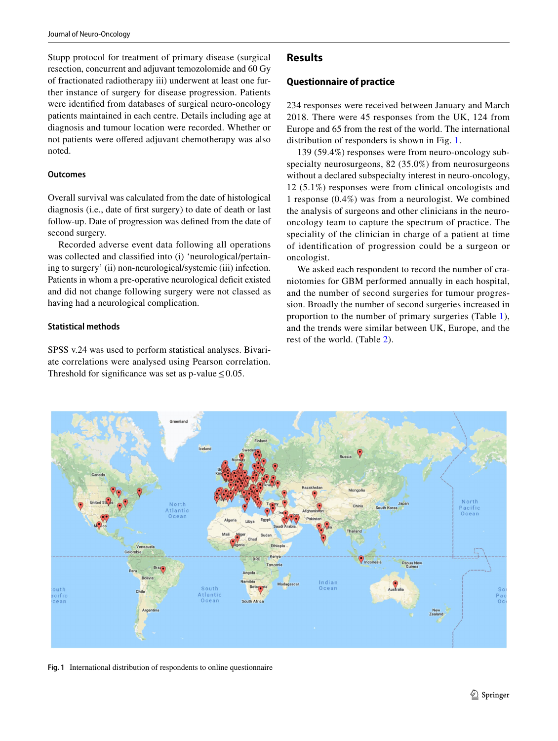Stupp protocol for treatment of primary disease (surgical resection, concurrent and adjuvant temozolomide and 60 Gy of fractionated radiotherapy iii) underwent at least one further instance of surgery for disease progression. Patients were identified from databases of surgical neuro-oncology patients maintained in each centre. Details including age at diagnosis and tumour location were recorded. Whether or not patients were offered adjuvant chemotherapy was also noted.

### Outcomes

Overall survival was calculated from the date of histological diagnosis (i.e., date of first surgery) to date of death or last follow-up. Date of progression was defined from the date of second surgery.

Recorded adverse event data following all operations was collected and classified into (i) 'neurological/pertaining to surgery' (ii) non-neurological/systemic (iii) infection. Patients in whom a pre-operative neurological deficit existed and did not change following surgery were not classed as having had a neurological complication.

### Statistical methods

SPSS v.24 was used to perform statistical analyses. Bivariate correlations were analysed using Pearson correlation. Threshold for significance was set as p-value $\leq 0.05$.

## Results

### Questionnaire of practice

234 responses were received between January and March 2018. There were 45 responses from the UK, 124 from Europe and 65 from the rest of the world. The international distribution of responders is shown in Fig. 1.

139 (59.4%) responses were from neuro-oncology subspecialty neurosurgeons, 82 (35.0%) from neurosurgeons without a declared subspecialty interest in neuro-oncology, 12 (5.1%) responses were from clinical oncologists and 1 response (0.4%) was from a neurologist. We combined the analysis of surgeons and other clinicians in the neuro-oncology team to capture the spectrum of practice. The speciality of the clinician in charge of a patient at time of identification of progression could be a surgeon or oncologist.

We asked each respondent to record the number of craniotomies for GBM performed annually in each hospital, and the number of second surgeries for tumour progression. Broadly the number of second surgeries increased in proportion to the number of primary surgeries (Table 1), and the trends were similar between UK, Europe, and the rest of the world. (Table 2).

**Fig. 1** International distribution of respondents to online questionnaire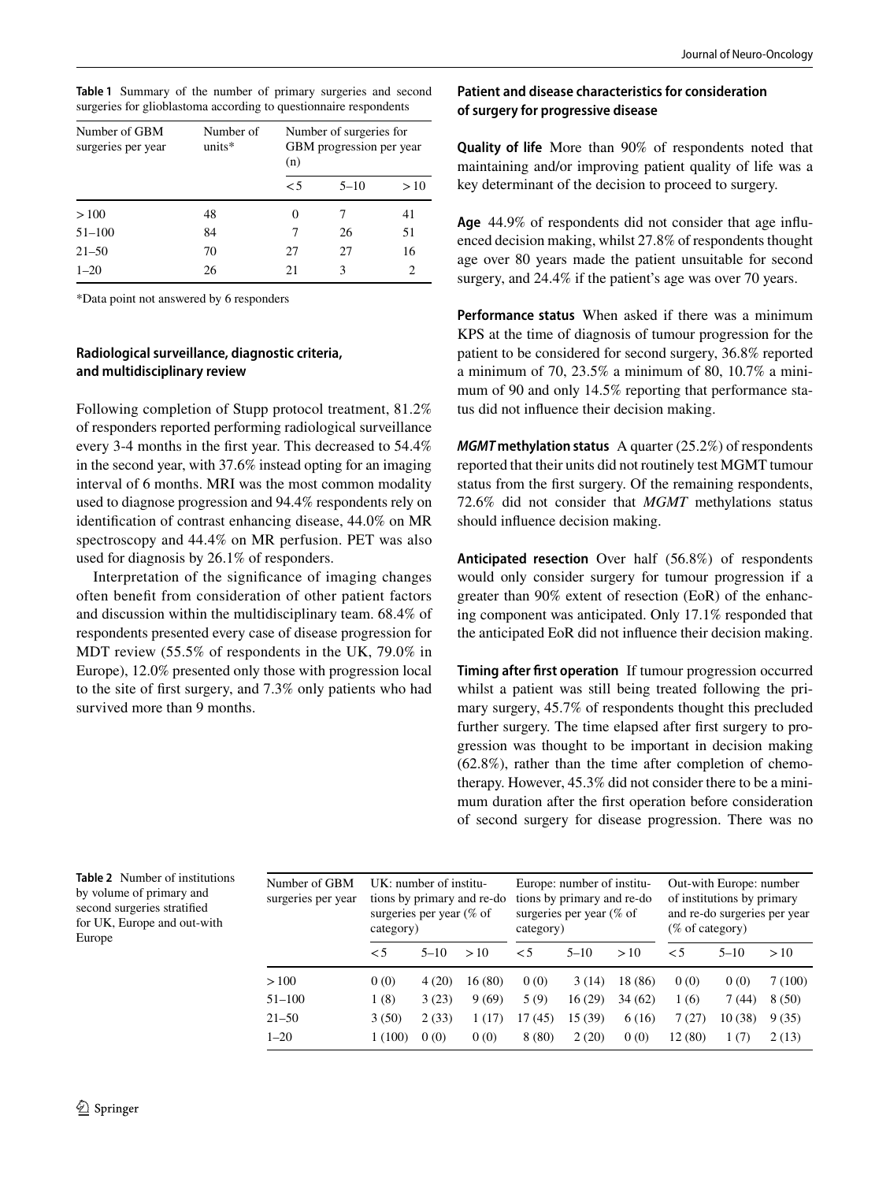**Table 1** Summary of the number of primary surgeries and second surgeries for glioblastoma according to questionnaire respondents

| Number of GBM surgeries per year | Number of units* | Number of surgeries for GBM progression per year (n) | | |
|---|---|---|---|---|
| | | < 5 | 5–10 | > 10 |
| > 100 | 48 | 0 | 7 | 41 |
| 51–100 | 84 | 7 | 26 | 51 |
| 21–50 | 70 | 27 | 27 | 16 |
| 1–20 | 26 | 21 | 3 | 2 |

*Data point not answered by 6 responders

### Radiological surveillance, diagnostic criteria, and multidisciplinary review

Following completion of Stupp protocol treatment, 81.2% of responders reported performing radiological surveillance every 3-4 months in the first year. This decreased to 54.4% in the second year, with 37.6% instead opting for an imaging interval of 6 months. MRI was the most common modality used to diagnose progression and 94.4% respondents rely on identification of contrast enhancing disease, 44.0% on MR spectroscopy and 44.4% on MR perfusion. PET was also used for diagnosis by 26.1% of responders.

Interpretation of the significance of imaging changes often benefit from consideration of other patient factors and discussion within the multidisciplinary team. 68.4% of respondents presented every case of disease progression for MDT review (55.5% of respondents in the UK, 79.0% in Europe), 12.0% presented only those with progression local to the site of first surgery, and 7.3% only patients who had survived more than 9 months.

### Patient and disease characteristics for consideration of surgery for progressive disease

**Quality of life** More than 90% of respondents noted that maintaining and/or improving patient quality of life was a key determinant of the decision to proceed to surgery.

**Age** 44.9% of respondents did not consider that age influenced decision making, whilst 27.8% of respondents thought age over 80 years made the patient unsuitable for second surgery, and 24.4% if the patient's age was over 70 years.

**Performance status** When asked if there was a minimum KPS at the time of diagnosis of tumour progression for the patient to be considered for second surgery, 36.8% reported a minimum of 70, 23.5% a minimum of 80, 10.7% a minimum of 90 and only 14.5% reporting that performance status did not influence their decision making.

***MGMT* methylation status** A quarter (25.2%) of respondents reported that their units did not routinely test MGMT tumour status from the first surgery. Of the remaining respondents, 72.6% did not consider that *MGMT* methylations status should influence decision making.

**Anticipated resection** Over half (56.8%) of respondents would only consider surgery for tumour progression if a greater than 90% extent of resection (EoR) of the enhancing component was anticipated. Only 17.1% responded that the anticipated EoR did not influence their decision making.

**Timing after first operation** If tumour progression occurred whilst a patient was still being treated following the primary surgery, 45.7% of respondents thought this precluded further surgery. The time elapsed after first surgery to progression was thought to be important in decision making (62.8%), rather than the time after completion of chemotherapy. However, 45.3% did not consider there to be a minimum duration after the first operation before consideration of second surgery for disease progression. There was no

**Table 2** Number of institutions by volume of primary and second surgeries stratified for UK, Europe and out-with Europe

| Number of GBM surgeries per year | UK: number of institutions by primary and re-do surgeries per year (% of category) | | | Europe: number of institutions by primary and re-do surgeries per year (% of category) | | | Out-with Europe: number of institutions by primary and re-do surgeries per year (% of category) | | |
|---|---|---|---|---|---|---|---|---|---|
| | < 5 | 5–10 | > 10 | < 5 | 5–10 | > 10 | < 5 | 5–10 | > 10 |
| > 100 | 0 (0) | 4 (20) | 16 (80) | 0 (0) | 3 (14) | 18 (86) | 0 (0) | 0 (0) | 7 (100) |
| 51–100 | 1 (8) | 3 (23) | 9 (69) | 5 (9) | 16 (29) | 34 (62) | 1 (6) | 7 (44) | 8 (50) |
| 21–50 | 3 (50) | 2 (33) | 1 (17) | 17 (45) | 15 (39) | 6 (16) | 7 (27) | 10 (38) | 9 (35) |
| 1–20 | 1 (100) | 0 (0) | 0 (0) | 8 (80) | 2 (20) | 0 (0) | 12 (80) | 1 (7) | 2 (13) |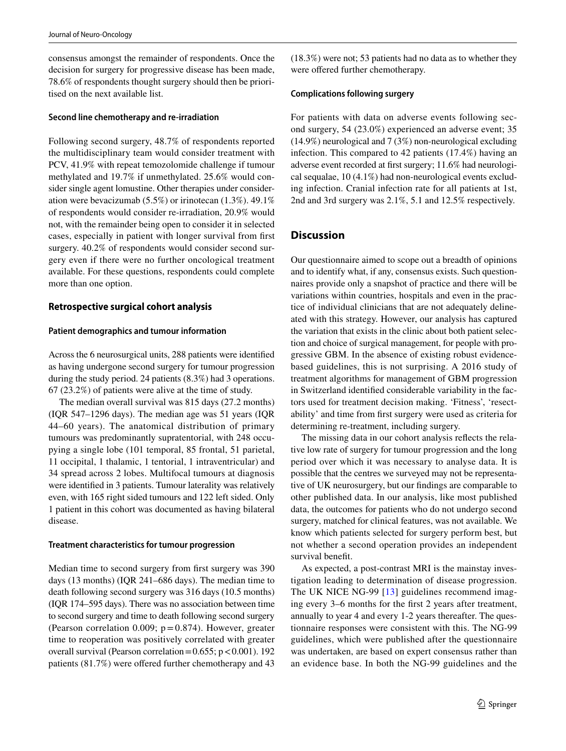consensus amongst the remainder of respondents. Once the decision for surgery for progressive disease has been made, 78.6% of respondents thought surgery should then be prioritised on the next available list.

#### Second line chemotherapy and re-irradiation

Following second surgery, 48.7% of respondents reported the multidisciplinary team would consider treatment with PCV, 41.9% with repeat temozolomide challenge if tumour methylated and 19.7% if unmethylated. 25.6% would consider single agent lomustine. Other therapies under consideration were bevacizumab (5.5%) or irinotecan (1.3%). 49.1% of respondents would consider re-irradiation, 20.9% would not, with the remainder being open to consider it in selected cases, especially in patient with longer survival from first surgery. 40.2% of respondents would consider second surgery even if there were no further oncological treatment available. For these questions, respondents could complete more than one option.

### Retrospective surgical cohort analysis

#### Patient demographics and tumour information

Across the 6 neurosurgical units, 288 patients were identified as having undergone second surgery for tumour progression during the study period. 24 patients (8.3%) had 3 operations. 67 (23.2%) of patients were alive at the time of study.

The median overall survival was 815 days (27.2 months) (IQR 547–1296 days). The median age was 51 years (IQR 44–60 years). The anatomical distribution of primary tumours was predominantly supratentorial, with 248 occupying a single lobe (101 temporal, 85 frontal, 51 parietal, 11 occipital, 1 thalamic, 1 tentorial, 1 intraventricular) and 34 spread across 2 lobes. Multifocal tumours at diagnosis were identified in 3 patients. Tumour laterality was relatively even, with 165 right sided tumours and 122 left sided. Only 1 patient in this cohort was documented as having bilateral disease.

#### Treatment characteristics for tumour progression

Median time to second surgery from first surgery was 390 days (13 months) (IQR 241–686 days). The median time to death following second surgery was 316 days (10.5 months) (IQR 174–595 days). There was no association between time to second surgery and time to death following second surgery (Pearson correlation 0.009; $p = 0.874$). However, greater time to reoperation was positively correlated with greater overall survival (Pearson correlation $= 0.655$; $p < 0.001$). 192 patients (81.7%) were offered further chemotherapy and 43 (18.3%) were not; 53 patients had no data as to whether they were offered further chemotherapy.

#### Complications following surgery

For patients with data on adverse events following second surgery, 54 (23.0%) experienced an adverse event; 35 (14.9%) neurological and 7 (3%) non-neurological excluding infection. This compared to 42 patients (17.4%) having an adverse event recorded at first surgery; 11.6% had neurological sequalae, 10 (4.1%) had non-neurological events excluding infection. Cranial infection rate for all patients at 1st, 2nd and 3rd surgery was 2.1%, 5.1 and 12.5% respectively.

## Discussion

Our questionnaire aimed to scope out a breadth of opinions and to identify what, if any, consensus exists. Such questionnaires provide only a snapshot of practice and there will be variations within countries, hospitals and even in the practice of individual clinicians that are not adequately delineated with this strategy. However, our analysis has captured the variation that exists in the clinic about both patient selection and choice of surgical management, for people with progressive GBM. In the absence of existing robust evidence-based guidelines, this is not surprising. A 2016 study of treatment algorithms for management of GBM progression in Switzerland identified considerable variability in the factors used for treatment decision making. 'Fitness', 'resectability' and time from first surgery were used as criteria for determining re-treatment, including surgery.

The missing data in our cohort analysis reflects the relative low rate of surgery for tumour progression and the long period over which it was necessary to analyse data. It is possible that the centres we surveyed may not be representative of UK neurosurgery, but our findings are comparable to other published data. In our analysis, like most published data, the outcomes for patients who do not undergo second surgery, matched for clinical features, was not available. We know which patients selected for surgery perform best, but not whether a second operation provides an independent survival benefit.

As expected, a post-contrast MRI is the mainstay investigation leading to determination of disease progression. The UK NICE NG-99 [13] guidelines recommend imaging every 3–6 months for the first 2 years after treatment, annually to year 4 and every 1-2 years thereafter. The questionnaire responses were consistent with this. The NG-99 guidelines, which were published after the questionnaire was undertaken, are based on expert consensus rather than an evidence base. In both the NG-99 guidelines and the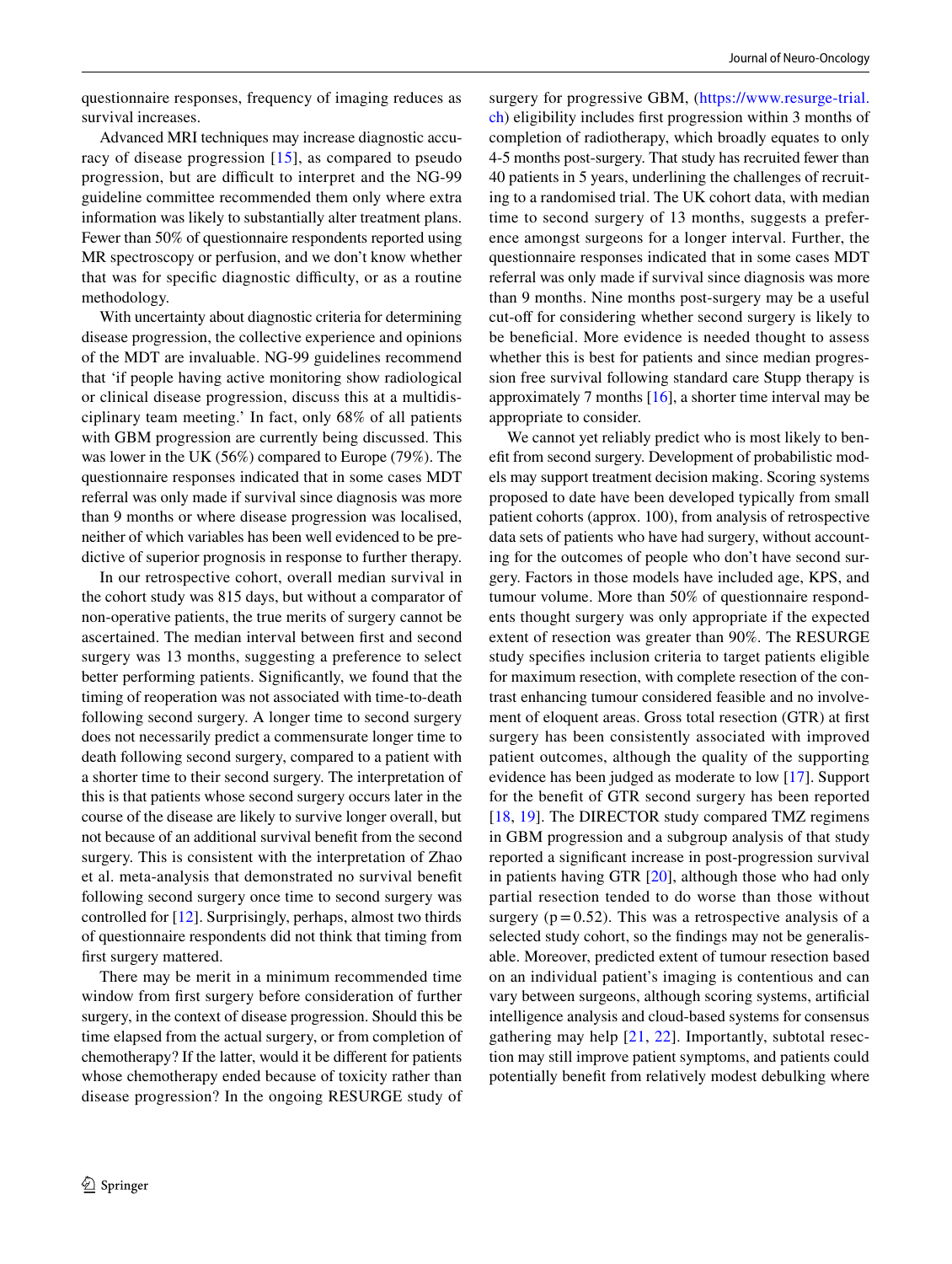questionnaire responses, frequency of imaging reduces as survival increases.

Advanced MRI techniques may increase diagnostic accuracy of disease progression [15], as compared to pseudo progression, but are difficult to interpret and the NG-99 guideline committee recommended them only where extra information was likely to substantially alter treatment plans. Fewer than 50% of questionnaire respondents reported using MR spectroscopy or perfusion, and we don't know whether that was for specific diagnostic difficulty, or as a routine methodology.

With uncertainty about diagnostic criteria for determining disease progression, the collective experience and opinions of the MDT are invaluable. NG-99 guidelines recommend that 'if people having active monitoring show radiological or clinical disease progression, discuss this at a multidisciplinary team meeting.' In fact, only 68% of all patients with GBM progression are currently being discussed. This was lower in the UK (56%) compared to Europe (79%). The questionnaire responses indicated that in some cases MDT referral was only made if survival since diagnosis was more than 9 months or where disease progression was localised, neither of which variables has been well evidenced to be predictive of superior prognosis in response to further therapy.

In our retrospective cohort, overall median survival in the cohort study was 815 days, but without a comparator of non-operative patients, the true merits of surgery cannot be ascertained. The median interval between first and second surgery was 13 months, suggesting a preference to select better performing patients. Significantly, we found that the timing of reoperation was not associated with time-to-death following second surgery. A longer time to second surgery does not necessarily predict a commensurate longer time to death following second surgery, compared to a patient with a shorter time to their second surgery. The interpretation of this is that patients whose second surgery occurs later in the course of the disease are likely to survive longer overall, but not because of an additional survival benefit from the second surgery. This is consistent with the interpretation of Zhao et al. meta-analysis that demonstrated no survival benefit following second surgery once time to second surgery was controlled for [12]. Surprisingly, perhaps, almost two thirds of questionnaire respondents did not think that timing from first surgery mattered.

There may be merit in a minimum recommended time window from first surgery before consideration of further surgery, in the context of disease progression. Should this be time elapsed from the actual surgery, or from completion of chemotherapy? If the latter, would it be different for patients whose chemotherapy ended because of toxicity rather than disease progression? In the ongoing RESURGE study of surgery for progressive GBM, (https://www.resurge-trial.ch) eligibility includes first progression within 3 months of completion of radiotherapy, which broadly equates to only 4-5 months post-surgery. That study has recruited fewer than 40 patients in 5 years, underlining the challenges of recruiting to a randomised trial. The UK cohort data, with median time to second surgery of 13 months, suggests a preference amongst surgeons for a longer interval. Further, the questionnaire responses indicated that in some cases MDT referral was only made if survival since diagnosis was more than 9 months. Nine months post-surgery may be a useful cut-off for considering whether second surgery is likely to be beneficial. More evidence is needed thought to assess whether this is best for patients and since median progression free survival following standard care Stupp therapy is approximately 7 months [16], a shorter time interval may be appropriate to consider.

We cannot yet reliably predict who is most likely to benefit from second surgery. Development of probabilistic models may support treatment decision making. Scoring systems proposed to date have been developed typically from small patient cohorts (approx. 100), from analysis of retrospective data sets of patients who have had surgery, without accounting for the outcomes of people who don't have second surgery. Factors in those models have included age, KPS, and tumour volume. More than 50% of questionnaire respondents thought surgery was only appropriate if the expected extent of resection was greater than 90%. The RESURGE study specifies inclusion criteria to target patients eligible for maximum resection, with complete resection of the contrast enhancing tumour considered feasible and no involvement of eloquent areas. Gross total resection (GTR) at first surgery has been consistently associated with improved patient outcomes, although the quality of the supporting evidence has been judged as moderate to low [17]. Support for the benefit of GTR second surgery has been reported [18, 19]. The DIRECTOR study compared TMZ regimens in GBM progression and a subgroup analysis of that study reported a significant increase in post-progression survival in patients having GTR [20], although those who had only partial resection tended to do worse than those without surgery ($p = 0.52$). This was a retrospective analysis of a selected study cohort, so the findings may not be generalisable. Moreover, predicted extent of tumour resection based on an individual patient's imaging is contentious and can vary between surgeons, although scoring systems, artificial intelligence analysis and cloud-based systems for consensus gathering may help [21, 22]. Importantly, subtotal resection may still improve patient symptoms, and patients could potentially benefit from relatively modest debulking where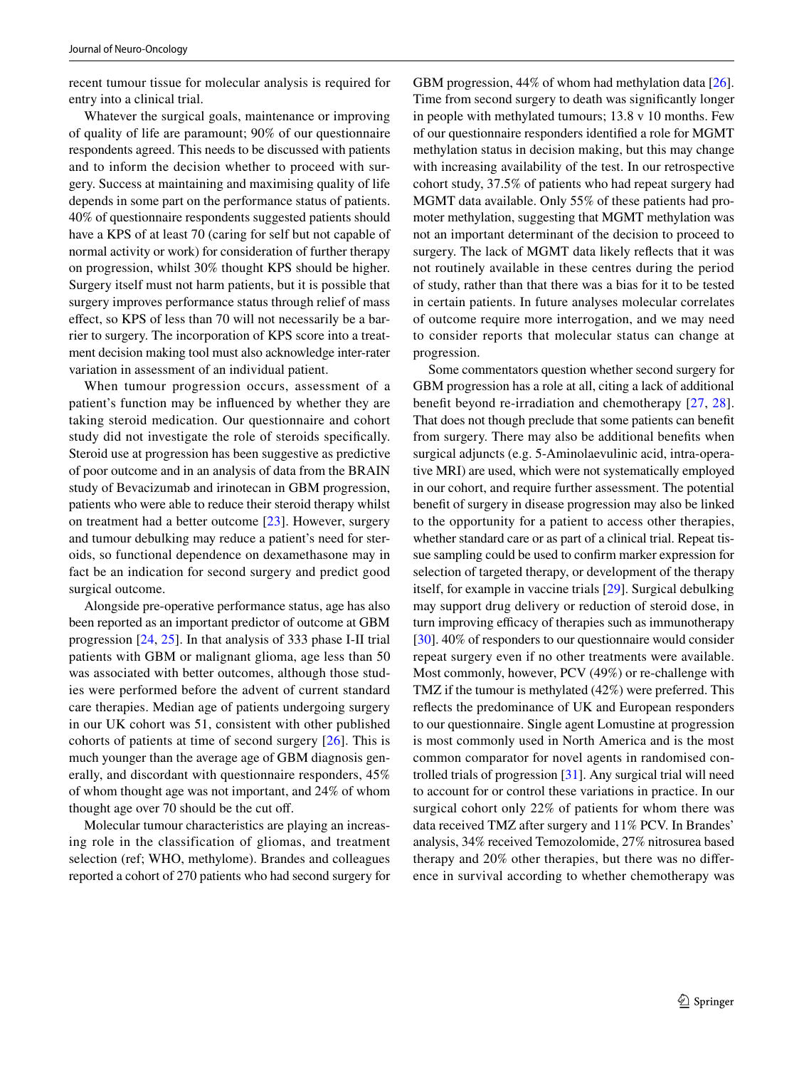recent tumour tissue for molecular analysis is required for entry into a clinical trial.

Whatever the surgical goals, maintenance or improving of quality of life are paramount; 90% of our questionnaire respondents agreed. This needs to be discussed with patients and to inform the decision whether to proceed with surgery. Success at maintaining and maximising quality of life depends in some part on the performance status of patients. 40% of questionnaire respondents suggested patients should have a KPS of at least 70 (caring for self but not capable of normal activity or work) for consideration of further therapy on progression, whilst 30% thought KPS should be higher. Surgery itself must not harm patients, but it is possible that surgery improves performance status through relief of mass effect, so KPS of less than 70 will not necessarily be a barrier to surgery. The incorporation of KPS score into a treatment decision making tool must also acknowledge inter-rater variation in assessment of an individual patient.

When tumour progression occurs, assessment of a patient's function may be influenced by whether they are taking steroid medication. Our questionnaire and cohort study did not investigate the role of steroids specifically. Steroid use at progression has been suggestive as predictive of poor outcome and in an analysis of data from the BRAIN study of Bevacizumab and irinotecan in GBM progression, patients who were able to reduce their steroid therapy whilst on treatment had a better outcome [23]. However, surgery and tumour debulking may reduce a patient's need for steroids, so functional dependence on dexamethasone may in fact be an indication for second surgery and predict good surgical outcome.

Alongside pre-operative performance status, age has also been reported as an important predictor of outcome at GBM progression [24, 25]. In that analysis of 333 phase I-II trial patients with GBM or malignant glioma, age less than 50 was associated with better outcomes, although those studies were performed before the advent of current standard care therapies. Median age of patients undergoing surgery in our UK cohort was 51, consistent with other published cohorts of patients at time of second surgery [26]. This is much younger than the average age of GBM diagnosis generally, and discordant with questionnaire responders, 45% of whom thought age was not important, and 24% of whom thought age over 70 should be the cut off.

Molecular tumour characteristics are playing an increasing role in the classification of gliomas, and treatment selection (ref; WHO, methylome). Brandes and colleagues reported a cohort of 270 patients who had second surgery for GBM progression, 44% of whom had methylation data [26]. Time from second surgery to death was significantly longer in people with methylated tumours; 13.8 v 10 months. Few of our questionnaire responders identified a role for MGMT methylation status in decision making, but this may change with increasing availability of the test. In our retrospective cohort study, 37.5% of patients who had repeat surgery had MGMT data available. Only 55% of these patients had promoter methylation, suggesting that MGMT methylation was not an important determinant of the decision to proceed to surgery. The lack of MGMT data likely reflects that it was not routinely available in these centres during the period of study, rather than that there was a bias for it to be tested in certain patients. In future analyses molecular correlates of outcome require more interrogation, and we may need to consider reports that molecular status can change at progression.

Some commentators question whether second surgery for GBM progression has a role at all, citing a lack of additional benefit beyond re-irradiation and chemotherapy [27, 28]. That does not though preclude that some patients can benefit from surgery. There may also be additional benefits when surgical adjuncts (e.g. 5-Aminolaevulinic acid, intra-operative MRI) are used, which were not systematically employed in our cohort, and require further assessment. The potential benefit of surgery in disease progression may also be linked to the opportunity for a patient to access other therapies, whether standard care or as part of a clinical trial. Repeat tissue sampling could be used to confirm marker expression for selection of targeted therapy, or development of the therapy itself, for example in vaccine trials [29]. Surgical debulking may support drug delivery or reduction of steroid dose, in turn improving efficacy of therapies such as immunotherapy [30]. 40% of responders to our questionnaire would consider repeat surgery even if no other treatments were available. Most commonly, however, PCV (49%) or re-challenge with TMZ if the tumour is methylated (42%) were preferred. This reflects the predominance of UK and European responders to our questionnaire. Single agent Lomustine at progression is most commonly used in North America and is the most common comparator for novel agents in randomised controlled trials of progression [31]. Any surgical trial will need to account for or control these variations in practice. In our surgical cohort only 22% of patients for whom there was data received TMZ after surgery and 11% PCV. In Brandes' analysis, 34% received Temozolomide, 27% nitrosurea based therapy and 20% other therapies, but there was no difference in survival according to whether chemotherapy was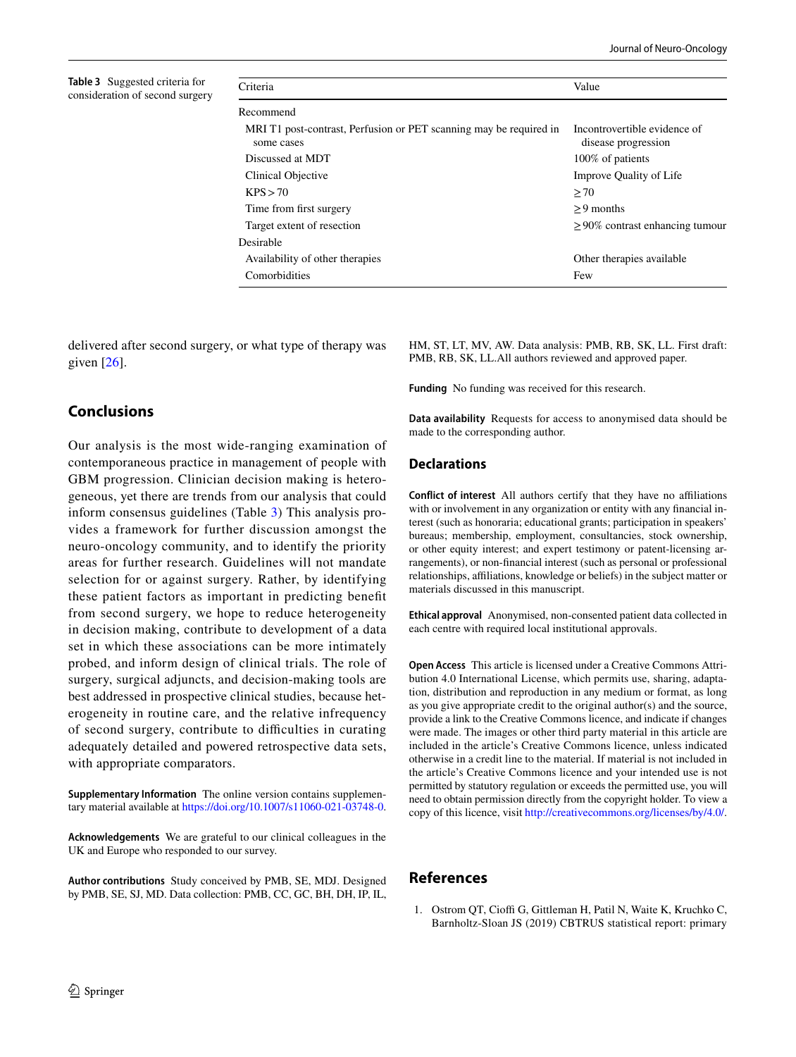**Table 3** Suggested criteria for consideration of second surgery

| Criteria | Value |
|---|---|
| Recommend | |
| MRI T1 post-contrast, Perfusion or PET scanning may be required in some cases | Incontrovertible evidence of disease progression |
| Discussed at MDT | 100% of patients |
| Clinical Objective | Improve Quality of Life |
| KPS > 70 | ≥ 70 |
| Time from first surgery | ≥ 9 months |
| Target extent of resection | ≥ 90% contrast enhancing tumour |
| Desirable | |
| Availability of other therapies | Other therapies available |
| Comorbidities | Few |

delivered after second surgery, or what type of therapy was given [26].

## Conclusions

Our analysis is the most wide-ranging examination of contemporaneous practice in management of people with GBM progression. Clinician decision making is heterogeneous, yet there are trends from our analysis that could inform consensus guidelines (Table 3) This analysis provides a framework for further discussion amongst the neuro-oncology community, and to identify the priority areas for further research. Guidelines will not mandate selection for or against surgery. Rather, by identifying these patient factors as important in predicting benefit from second surgery, we hope to reduce heterogeneity in decision making, contribute to development of a data set in which these associations can be more intimately probed, and inform design of clinical trials. The role of surgery, surgical adjuncts, and decision-making tools are best addressed in prospective clinical studies, because heterogeneity in routine care, and the relative infrequency of second surgery, contribute to difficulties in curating adequately detailed and powered retrospective data sets, with appropriate comparators.

**Supplementary Information** The online version contains supplementary material available at https://doi.org/10.1007/s11060-021-03748-0.

**Acknowledgements** We are grateful to our clinical colleagues in the UK and Europe who responded to our survey.

**Author contributions** Study conceived by PMB, SE, MDJ. Designed by PMB, SE, SJ, MD. Data collection: PMB, CC, GC, BH, DH, IP, IL, HM, ST, LT, MV, AW. Data analysis: PMB, RB, SK, LL. First draft: PMB, RB, SK, LL.All authors reviewed and approved paper.

**Funding** No funding was received for this research.

**Data availability** Requests for access to anonymised data should be made to the corresponding author.

## Declarations

**Conflict of interest** All authors certify that they have no affiliations with or involvement in any organization or entity with any financial interest (such as honoraria; educational grants; participation in speakers' bureaus; membership, employment, consultancies, stock ownership, or other equity interest; and expert testimony or patent-licensing arrangements), or non-financial interest (such as personal or professional relationships, affiliations, knowledge or beliefs) in the subject matter or materials discussed in this manuscript.

**Ethical approval** Anonymised, non-consented patient data collected in each centre with required local institutional approvals.

**Open Access** This article is licensed under a Creative Commons Attribution 4.0 International License, which permits use, sharing, adaptation, distribution and reproduction in any medium or format, as long as you give appropriate credit to the original author(s) and the source, provide a link to the Creative Commons licence, and indicate if changes were made. The images or other third party material in this article are included in the article's Creative Commons licence, unless indicated otherwise in a credit line to the material. If material is not included in the article's Creative Commons licence and your intended use is not permitted by statutory regulation or exceeds the permitted use, you will need to obtain permission directly from the copyright holder. To view a copy of this licence, visit http://creativecommons.org/licenses/by/4.0/.

## References

1. Ostrom QT, Cioffi G, Gittleman H, Patil N, Waite K, Kruchko C, Barnholtz-Sloan JS (2019) CBTRUS statistical report: primary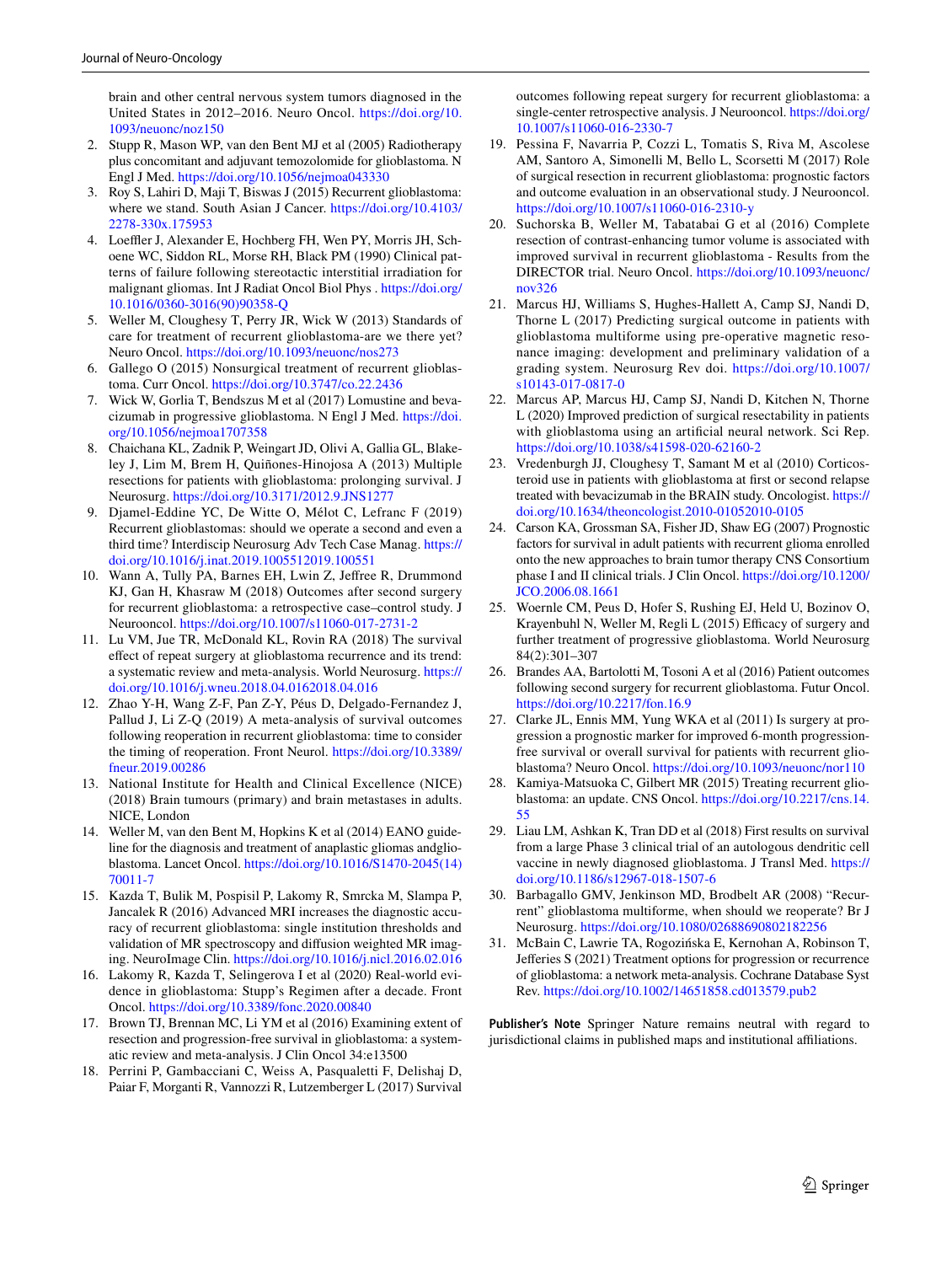brain and other central nervous system tumors diagnosed in the United States in 2012–2016. Neuro Oncol. https://doi.org/10.1093/neuonc/noz150

2. Stupp R, Mason WP, van den Bent MJ et al (2005) Radiotherapy plus concomitant and adjuvant temozolomide for glioblastoma. N Engl J Med. https://doi.org/10.1056/nejmoa043330
3. Roy S, Lahiri D, Maji T, Biswas J (2015) Recurrent glioblastoma: where we stand. South Asian J Cancer. https://doi.org/10.4103/2278-330x.175953
4. Loeffler J, Alexander E, Hochberg FH, Wen PY, Morris JH, Schoene WC, Siddon RL, Morse RH, Black PM (1990) Clinical patterns of failure following stereotactic interstitial irradiation for malignant gliomas. Int J Radiat Oncol Biol Phys . https://doi.org/10.1016/0360-3016(90)90358-Q
5. Weller M, Cloughesy T, Perry JR, Wick W (2013) Standards of care for treatment of recurrent glioblastoma-are we there yet? Neuro Oncol. https://doi.org/10.1093/neuonc/nos273
6. Gallego O (2015) Nonsurgical treatment of recurrent glioblastoma. Curr Oncol. https://doi.org/10.3747/co.22.2436
7. Wick W, Gorlia T, Bendszus M et al (2017) Lomustine and bevacizumab in progressive glioblastoma. N Engl J Med. https://doi.org/10.1056/nejmoa1707358
8. Chaichana KL, Zadnik P, Weingart JD, Olivi A, Gallia GL, Blakeley J, Lim M, Brem H, Quiñones-Hinojosa A (2013) Multiple resections for patients with glioblastoma: prolonging survival. J Neurosurg. https://doi.org/10.3171/2012.9.JNS1277
9. Djamel-Eddine YC, De Witte O, Mélot C, Lefranc F (2019) Recurrent glioblastomas: should we operate a second and even a third time? Interdiscip Neurosurg Adv Tech Case Manag. https://doi.org/10.1016/j.inat.2019.1005512019.100551
10. Wann A, Tully PA, Barnes EH, Lwin Z, Jeffree R, Drummond KJ, Gan H, Khasraw M (2018) Outcomes after second surgery for recurrent glioblastoma: a retrospective case–control study. J Neurooncol. https://doi.org/10.1007/s11060-017-2731-2
11. Lu VM, Jue TR, McDonald KL, Rovin RA (2018) The survival effect of repeat surgery at glioblastoma recurrence and its trend: a systematic review and meta-analysis. World Neurosurg. https://doi.org/10.1016/j.wneu.2018.04.0162018.04.016
12. Zhao Y-H, Wang Z-F, Pan Z-Y, Péus D, Delgado-Fernandez J, Pallud J, Li Z-Q (2019) A meta-analysis of survival outcomes following reoperation in recurrent glioblastoma: time to consider the timing of reoperation. Front Neurol. https://doi.org/10.3389/fneur.2019.00286
13. National Institute for Health and Clinical Excellence (NICE) (2018) Brain tumours (primary) and brain metastases in adults. NICE, London
14. Weller M, van den Bent M, Hopkins K et al (2014) EANO guideline for the diagnosis and treatment of anaplastic gliomas andglioblastoma. Lancet Oncol. https://doi.org/10.1016/S1470-2045(14)70011-7
15. Kazda T, Bulik M, Pospisil P, Lakomy R, Smrcka M, Slampa P, Jancalek R (2016) Advanced MRI increases the diagnostic accuracy of recurrent glioblastoma: single institution thresholds and validation of MR spectroscopy and diffusion weighted MR imaging. NeuroImage Clin. https://doi.org/10.1016/j.nicl.2016.02.016
16. Lakomy R, Kazda T, Selingerova I et al (2020) Real-world evidence in glioblastoma: Stupp's Regimen after a decade. Front Oncol. https://doi.org/10.3389/fonc.2020.00840
17. Brown TJ, Brennan MC, Li YM et al (2016) Examining extent of resection and progression-free survival in glioblastoma: a systematic review and meta-analysis. J Clin Oncol 34:e13500
18. Perrini P, Gambacciani C, Weiss A, Pasqualetti F, Delishaj D, Paiar F, Morganti R, Vannozzi R, Lutzemberger L (2017) Survival outcomes following repeat surgery for recurrent glioblastoma: a single-center retrospective analysis. J Neurooncol. https://doi.org/10.1007/s11060-016-2330-7
19. Pessina F, Navarria P, Cozzi L, Tomatis S, Riva M, Ascolese AM, Santoro A, Simonelli M, Bello L, Scorsetti M (2017) Role of surgical resection in recurrent glioblastoma: prognostic factors and outcome evaluation in an observational study. J Neurooncol. https://doi.org/10.1007/s11060-016-2310-y
20. Suchorska B, Weller M, Tabatabai G et al (2016) Complete resection of contrast-enhancing tumor volume is associated with improved survival in recurrent glioblastoma - Results from the DIRECTOR trial. Neuro Oncol. https://doi.org/10.1093/neuonc/nov326
21. Marcus HJ, Williams S, Hughes-Hallett A, Camp SJ, Nandi D, Thorne L (2017) Predicting surgical outcome in patients with glioblastoma multiforme using pre-operative magnetic resonance imaging: development and preliminary validation of a grading system. Neurosurg Rev doi. https://doi.org/10.1007/s10143-017-0817-0
22. Marcus AP, Marcus HJ, Camp SJ, Nandi D, Kitchen N, Thorne L (2020) Improved prediction of surgical resectability in patients with glioblastoma using an artificial neural network. Sci Rep. https://doi.org/10.1038/s41598-020-62160-2
23. Vredenburgh JJ, Cloughesy T, Samant M et al (2010) Corticosteroid use in patients with glioblastoma at first or second relapse treated with bevacizumab in the BRAIN study. Oncologist. https://doi.org/10.1634/theoncologist.2010-01052010-0105
24. Carson KA, Grossman SA, Fisher JD, Shaw EG (2007) Prognostic factors for survival in adult patients with recurrent glioma enrolled onto the new approaches to brain tumor therapy CNS Consortium phase I and II clinical trials. J Clin Oncol. https://doi.org/10.1200/JCO.2006.08.1661
25. Woernle CM, Peus D, Hofer S, Rushing EJ, Held U, Bozinov O, Krayenbuhl N, Weller M, Regli L (2015) Efficacy of surgery and further treatment of progressive glioblastoma. World Neurosurg 84(2):301–307
26. Brandes AA, Bartolotti M, Tosoni A et al (2016) Patient outcomes following second surgery for recurrent glioblastoma. Futur Oncol. https://doi.org/10.2217/fon.16.9
27. Clarke JL, Ennis MM, Yung WKA et al (2011) Is surgery at progression a prognostic marker for improved 6-month progression-free survival or overall survival for patients with recurrent glioblastoma? Neuro Oncol. https://doi.org/10.1093/neuonc/nor110
28. Kamiya-Matsuoka C, Gilbert MR (2015) Treating recurrent glioblastoma: an update. CNS Oncol. https://doi.org/10.2217/cns.14.55
29. Liau LM, Ashkan K, Tran DD et al (2018) First results on survival from a large Phase 3 clinical trial of an autologous dendritic cell vaccine in newly diagnosed glioblastoma. J Transl Med. https://doi.org/10.1186/s12967-018-1507-6
30. Barbagallo GMV, Jenkinson MD, Brodbelt AR (2008) "Recurrent" glioblastoma multiforme, when should we reoperate? Br J Neurosurg. https://doi.org/10.1080/02688690802182256
31. McBain C, Lawrie TA, Rogozińska E, Kernohan A, Robinson T, Jefferies S (2021) Treatment options for progression or recurrence of glioblastoma: a network meta-analysis. Cochrane Database Syst Rev. https://doi.org/10.1002/14651858.cd013579.pub2

**Publisher's Note** Springer Nature remains neutral with regard to jurisdictional claims in published maps and institutional affiliations.